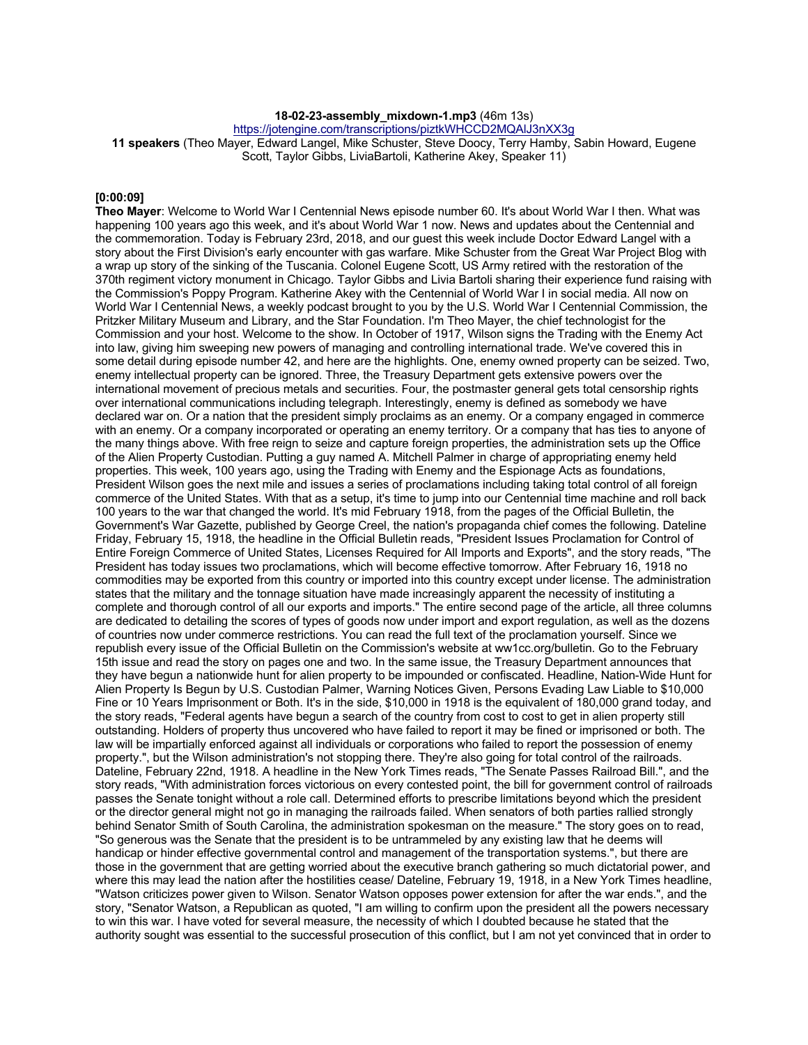**18-02-23-assembly_mixdown-1.mp3** (46m 13s)
https://jotengine.com/transcriptions/piztkWHCCD2MQAlJ3nXX3g
**11 speakers** (Theo Mayer, Edward Langel, Mike Schuster, Steve Doocy, Terry Hamby, Sabin Howard, Eugene Scott, Taylor Gibbs, LiviaBartoli, Katherine Akey, Speaker 11)

**[0:00:09]**

**Theo Mayer**: Welcome to World War I Centennial News episode number 60. It's about World War I then. What was happening 100 years ago this week, and it's about World War 1 now. News and updates about the Centennial and the commemoration. Today is February 23rd, 2018, and our guest this week include Doctor Edward Langel with a story about the First Division's early encounter with gas warfare. Mike Schuster from the Great War Project Blog with a wrap up story of the sinking of the Tuscania. Colonel Eugene Scott, US Army retired with the restoration of the 370th regiment victory monument in Chicago. Taylor Gibbs and Livia Bartoli sharing their experience fund raising with the Commission's Poppy Program. Katherine Akey with the Centennial of World War I in social media. All now on World War I Centennial News, a weekly podcast brought to you by the U.S. World War I Centennial Commission, the Pritzker Military Museum and Library, and the Star Foundation. I'm Theo Mayer, the chief technologist for the Commission and your host. Welcome to the show. In October of 1917, Wilson signs the Trading with the Enemy Act into law, giving him sweeping new powers of managing and controlling international trade. We've covered this in some detail during episode number 42, and here are the highlights. One, enemy owned property can be seized. Two, enemy intellectual property can be ignored. Three, the Treasury Department gets extensive powers over the international movement of precious metals and securities. Four, the postmaster general gets total censorship rights over international communications including telegraph. Interestingly, enemy is defined as somebody we have declared war on. Or a nation that the president simply proclaims as an enemy. Or a company engaged in commerce with an enemy. Or a company incorporated or operating an enemy territory. Or a company that has ties to anyone of the many things above. With free reign to seize and capture foreign properties, the administration sets up the Office of the Alien Property Custodian. Putting a guy named A. Mitchell Palmer in charge of appropriating enemy held properties. This week, 100 years ago, using the Trading with Enemy and the Espionage Acts as foundations, President Wilson goes the next mile and issues a series of proclamations including taking total control of all foreign commerce of the United States. With that as a setup, it's time to jump into our Centennial time machine and roll back 100 years to the war that changed the world. It's mid February 1918, from the pages of the Official Bulletin, the Government's War Gazette, published by George Creel, the nation's propaganda chief comes the following. Dateline Friday, February 15, 1918, the headline in the Official Bulletin reads, "President Issues Proclamation for Control of Entire Foreign Commerce of United States, Licenses Required for All Imports and Exports", and the story reads, "The President has today issues two proclamations, which will become effective tomorrow. After February 16, 1918 no commodities may be exported from this country or imported into this country except under license. The administration states that the military and the tonnage situation have made increasingly apparent the necessity of instituting a complete and thorough control of all our exports and imports." The entire second page of the article, all three columns are dedicated to detailing the scores of types of goods now under import and export regulation, as well as the dozens of countries now under commerce restrictions. You can read the full text of the proclamation yourself. Since we republish every issue of the Official Bulletin on the Commission's website at ww1cc.org/bulletin. Go to the February 15th issue and read the story on pages one and two. In the same issue, the Treasury Department announces that they have begun a nationwide hunt for alien property to be impounded or confiscated. Headline, Nation-Wide Hunt for Alien Property Is Begun by U.S. Custodian Palmer, Warning Notices Given, Persons Evading Law Liable to $10,000 Fine or 10 Years Imprisonment or Both. It's in the side, $10,000 in 1918 is the equivalent of 180,000 grand today, and the story reads, "Federal agents have begun a search of the country from cost to cost to get in alien property still outstanding. Holders of property thus uncovered who have failed to report it may be fined or imprisoned or both. The law will be impartially enforced against all individuals or corporations who failed to report the possession of enemy property.", but the Wilson administration's not stopping there. They're also going for total control of the railroads. Dateline, February 22nd, 1918. A headline in the New York Times reads, "The Senate Passes Railroad Bill.", and the story reads, "With administration forces victorious on every contested point, the bill for government control of railroads passes the Senate tonight without a role call. Determined efforts to prescribe limitations beyond which the president or the director general might not go in managing the railroads failed. When senators of both parties rallied strongly behind Senator Smith of South Carolina, the administration spokesman on the measure." The story goes on to read, "So generous was the Senate that the president is to be untrammeled by any existing law that he deems will handicap or hinder effective governmental control and management of the transportation systems.", but there are those in the government that are getting worried about the executive branch gathering so much dictatorial power, and where this may lead the nation after the hostilities cease/ Dateline, February 19, 1918, in a New York Times headline, "Watson criticizes power given to Wilson. Senator Watson opposes power extension for after the war ends.", and the story, "Senator Watson, a Republican as quoted, "I am willing to confirm upon the president all the powers necessary to win this war. I have voted for several measure, the necessity of which I doubted because he stated that the authority sought was essential to the successful prosecution of this conflict, but I am not yet convinced that in order to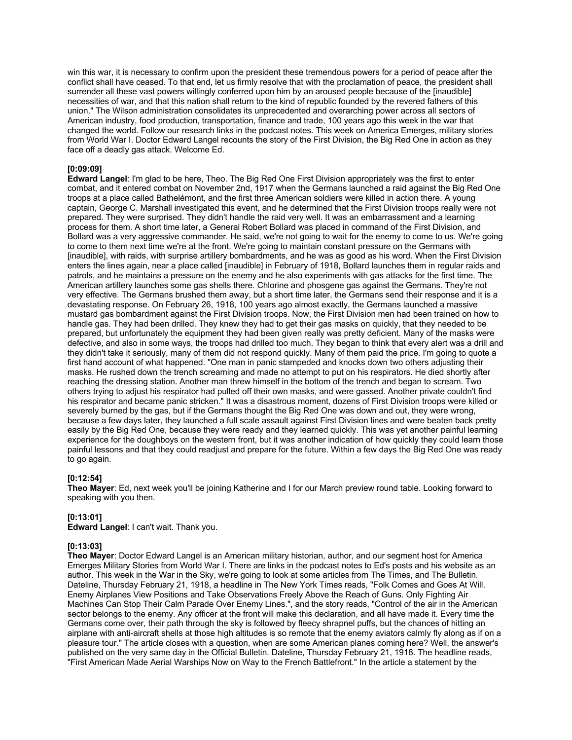win this war, it is necessary to confirm upon the president these tremendous powers for a period of peace after the conflict shall have ceased. To that end, let us firmly resolve that with the proclamation of peace, the president shall surrender all these vast powers willingly conferred upon him by an aroused people because of the [inaudible] necessities of war, and that this nation shall return to the kind of republic founded by the revered fathers of this union." The Wilson administration consolidates its unprecedented and overarching power across all sectors of American industry, food production, transportation, finance and trade, 100 years ago this week in the war that changed the world. Follow our research links in the podcast notes. This week on America Emerges, military stories from World War I. Doctor Edward Langel recounts the story of the First Division, the Big Red One in action as they face off a deadly gas attack. Welcome Ed.

**[0:09:09]**
**Edward Langel**: I'm glad to be here, Theo. The Big Red One First Division appropriately was the first to enter combat, and it entered combat on November 2nd, 1917 when the Germans launched a raid against the Big Red One troops at a place called Bathelémont, and the first three American soldiers were killed in action there. A young captain, George C. Marshall investigated this event, and he determined that the First Division troops really were not prepared. They were surprised. They didn't handle the raid very well. It was an embarrassment and a learning process for them. A short time later, a General Robert Bollard was placed in command of the First Division, and Bollard was a very aggressive commander. He said, we're not going to wait for the enemy to come to us. We're going to come to them next time we're at the front. We're going to maintain constant pressure on the Germans with [inaudible], with raids, with surprise artillery bombardments, and he was as good as his word. When the First Division enters the lines again, near a place called [inaudible] in February of 1918, Bollard launches them in regular raids and patrols, and he maintains a pressure on the enemy and he also experiments with gas attacks for the first time. The American artillery launches some gas shells there. Chlorine and phosgene gas against the Germans. They're not very effective. The Germans brushed them away, but a short time later, the Germans send their response and it is a devastating response. On February 26, 1918, 100 years ago almost exactly, the Germans launched a massive mustard gas bombardment against the First Division troops. Now, the First Division men had been trained on how to handle gas. They had been drilled. They knew they had to get their gas masks on quickly, that they needed to be prepared, but unfortunately the equipment they had been given really was pretty deficient. Many of the masks were defective, and also in some ways, the troops had drilled too much. They began to think that every alert was a drill and they didn't take it seriously, many of them did not respond quickly. Many of them paid the price. I'm going to quote a first hand account of what happened. "One man in panic stampeded and knocks down two others adjusting their masks. He rushed down the trench screaming and made no attempt to put on his respirators. He died shortly after reaching the dressing station. Another man threw himself in the bottom of the trench and began to scream. Two others trying to adjust his respirator had pulled off their own masks, and were gassed. Another private couldn't find his respirator and became panic stricken." It was a disastrous moment, dozens of First Division troops were killed or severely burned by the gas, but if the Germans thought the Big Red One was down and out, they were wrong, because a few days later, they launched a full scale assault against First Division lines and were beaten back pretty easily by the Big Red One, because they were ready and they learned quickly. This was yet another painful learning experience for the doughboys on the western front, but it was another indication of how quickly they could learn those painful lessons and that they could readjust and prepare for the future. Within a few days the Big Red One was ready to go again.

**[0:12:54]**
**Theo Mayer**: Ed, next week you'll be joining Katherine and I for our March preview round table. Looking forward to speaking with you then.

**[0:13:01]**
**Edward Langel**: I can't wait. Thank you.

**[0:13:03]**
**Theo Mayer**: Doctor Edward Langel is an American military historian, author, and our segment host for America Emerges Military Stories from World War I. There are links in the podcast notes to Ed's posts and his website as an author. This week in the War in the Sky, we're going to look at some articles from The Times, and The Bulletin. Dateline, Thursday February 21, 1918, a headline in The New York Times reads, "Folk Comes and Goes At Will. Enemy Airplanes View Positions and Take Observations Freely Above the Reach of Guns. Only Fighting Air Machines Can Stop Their Calm Parade Over Enemy Lines.", and the story reads, "Control of the air in the American sector belongs to the enemy. Any officer at the front will make this declaration, and all have made it. Every time the Germans come over, their path through the sky is followed by fleecy shrapnel puffs, but the chances of hitting an airplane with anti-aircraft shells at those high altitudes is so remote that the enemy aviators calmly fly along as if on a pleasure tour." The article closes with a question, when are some American planes coming here? Well, the answer's published on the very same day in the Official Bulletin. Dateline, Thursday February 21, 1918. The headline reads, "First American Made Aerial Warships Now on Way to the French Battlefront." In the article a statement by the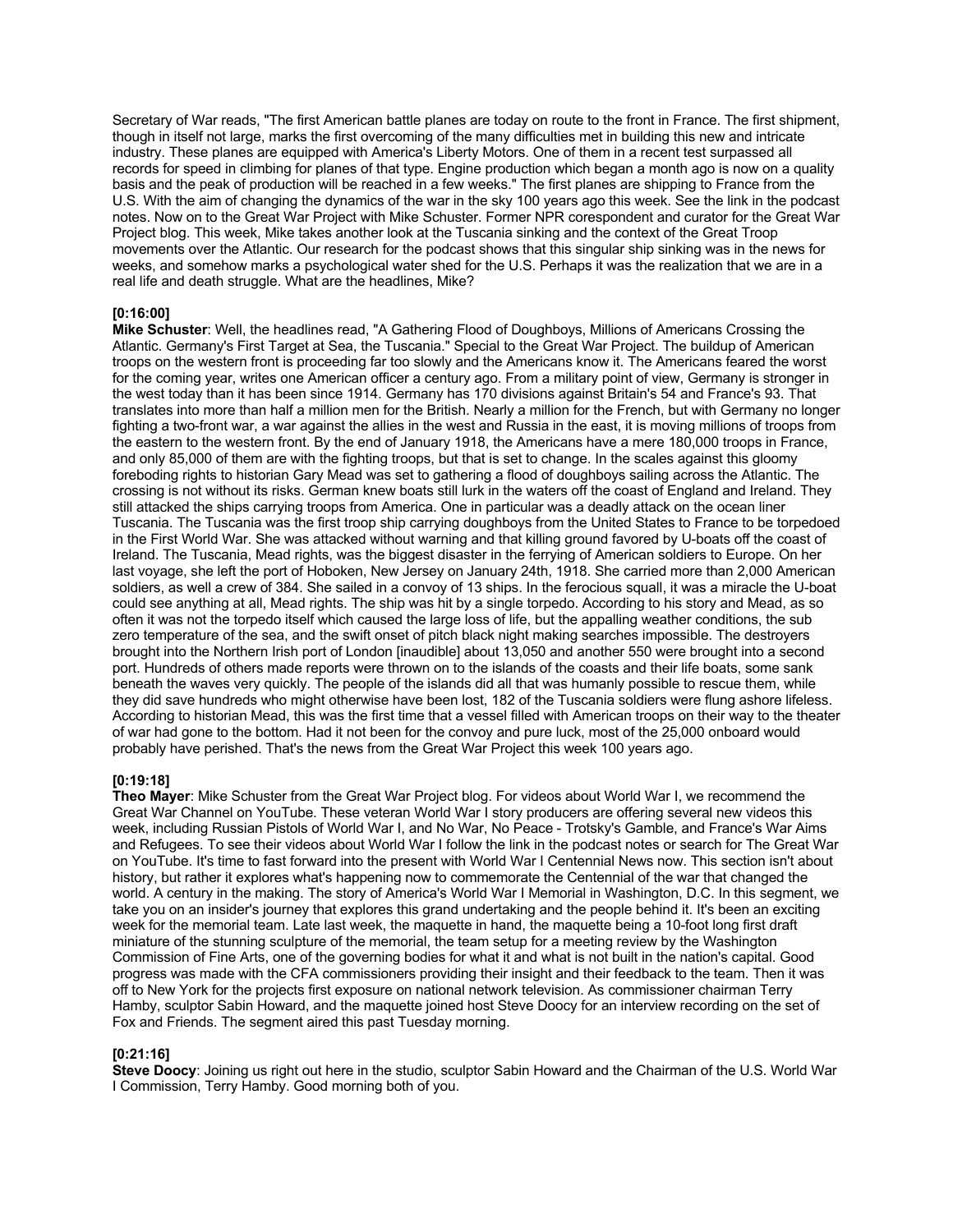Secretary of War reads, "The first American battle planes are today on route to the front in France. The first shipment, though in itself not large, marks the first overcoming of the many difficulties met in building this new and intricate industry. These planes are equipped with America's Liberty Motors. One of them in a recent test surpassed all records for speed in climbing for planes of that type. Engine production which began a month ago is now on a quality basis and the peak of production will be reached in a few weeks." The first planes are shipping to France from the U.S. With the aim of changing the dynamics of the war in the sky 100 years ago this week. See the link in the podcast notes. Now on to the Great War Project with Mike Schuster. Former NPR corespondent and curator for the Great War Project blog. This week, Mike takes another look at the Tuscania sinking and the context of the Great Troop movements over the Atlantic. Our research for the podcast shows that this singular ship sinking was in the news for weeks, and somehow marks a psychological water shed for the U.S. Perhaps it was the realization that we are in a real life and death struggle. What are the headlines, Mike?

**[0:16:00]**
**Mike Schuster**: Well, the headlines read, "A Gathering Flood of Doughboys, Millions of Americans Crossing the Atlantic. Germany's First Target at Sea, the Tuscania." Special to the Great War Project. The buildup of American troops on the western front is proceeding far too slowly and the Americans know it. The Americans feared the worst for the coming year, writes one American officer a century ago. From a military point of view, Germany is stronger in the west today than it has been since 1914. Germany has 170 divisions against Britain's 54 and France's 93. That translates into more than half a million men for the British. Nearly a million for the French, but with Germany no longer fighting a two-front war, a war against the allies in the west and Russia in the east, it is moving millions of troops from the eastern to the western front. By the end of January 1918, the Americans have a mere 180,000 troops in France, and only 85,000 of them are with the fighting troops, but that is set to change. In the scales against this gloomy foreboding rights to historian Gary Mead was set to gathering a flood of doughboys sailing across the Atlantic. The crossing is not without its risks. German knew boats still lurk in the waters off the coast of England and Ireland. They still attacked the ships carrying troops from America. One in particular was a deadly attack on the ocean liner Tuscania. The Tuscania was the first troop ship carrying doughboys from the United States to France to be torpedoed in the First World War. She was attacked without warning and that killing ground favored by U-boats off the coast of Ireland. The Tuscania, Mead rights, was the biggest disaster in the ferrying of American soldiers to Europe. On her last voyage, she left the port of Hoboken, New Jersey on January 24th, 1918. She carried more than 2,000 American soldiers, as well a crew of 384. She sailed in a convoy of 13 ships. In the ferocious squall, it was a miracle the U-boat could see anything at all, Mead rights. The ship was hit by a single torpedo. According to his story and Mead, as so often it was not the torpedo itself which caused the large loss of life, but the appalling weather conditions, the sub zero temperature of the sea, and the swift onset of pitch black night making searches impossible. The destroyers brought into the Northern Irish port of London [inaudible] about 13,050 and another 550 were brought into a second port. Hundreds of others made reports were thrown on to the islands of the coasts and their life boats, some sank beneath the waves very quickly. The people of the islands did all that was humanly possible to rescue them, while they did save hundreds who might otherwise have been lost, 182 of the Tuscania soldiers were flung ashore lifeless. According to historian Mead, this was the first time that a vessel filled with American troops on their way to the theater of war had gone to the bottom. Had it not been for the convoy and pure luck, most of the 25,000 onboard would probably have perished. That's the news from the Great War Project this week 100 years ago.

**[0:19:18]**
**Theo Mayer**: Mike Schuster from the Great War Project blog. For videos about World War I, we recommend the Great War Channel on YouTube. These veteran World War I story producers are offering several new videos this week, including Russian Pistols of World War I, and No War, No Peace - Trotsky's Gamble, and France's War Aims and Refugees. To see their videos about World War I follow the link in the podcast notes or search for The Great War on YouTube. It's time to fast forward into the present with World War I Centennial News now. This section isn't about history, but rather it explores what's happening now to commemorate the Centennial of the war that changed the world. A century in the making. The story of America's World War I Memorial in Washington, D.C. In this segment, we take you on an insider's journey that explores this grand undertaking and the people behind it. It's been an exciting week for the memorial team. Late last week, the maquette in hand, the maquette being a 10-foot long first draft miniature of the stunning sculpture of the memorial, the team setup for a meeting review by the Washington Commission of Fine Arts, one of the governing bodies for what it and what is not built in the nation's capital. Good progress was made with the CFA commissioners providing their insight and their feedback to the team. Then it was off to New York for the projects first exposure on national network television. As commissioner chairman Terry Hamby, sculptor Sabin Howard, and the maquette joined host Steve Doocy for an interview recording on the set of Fox and Friends. The segment aired this past Tuesday morning.

**[0:21:16]**
**Steve Doocy**: Joining us right out here in the studio, sculptor Sabin Howard and the Chairman of the U.S. World War I Commission, Terry Hamby. Good morning both of you.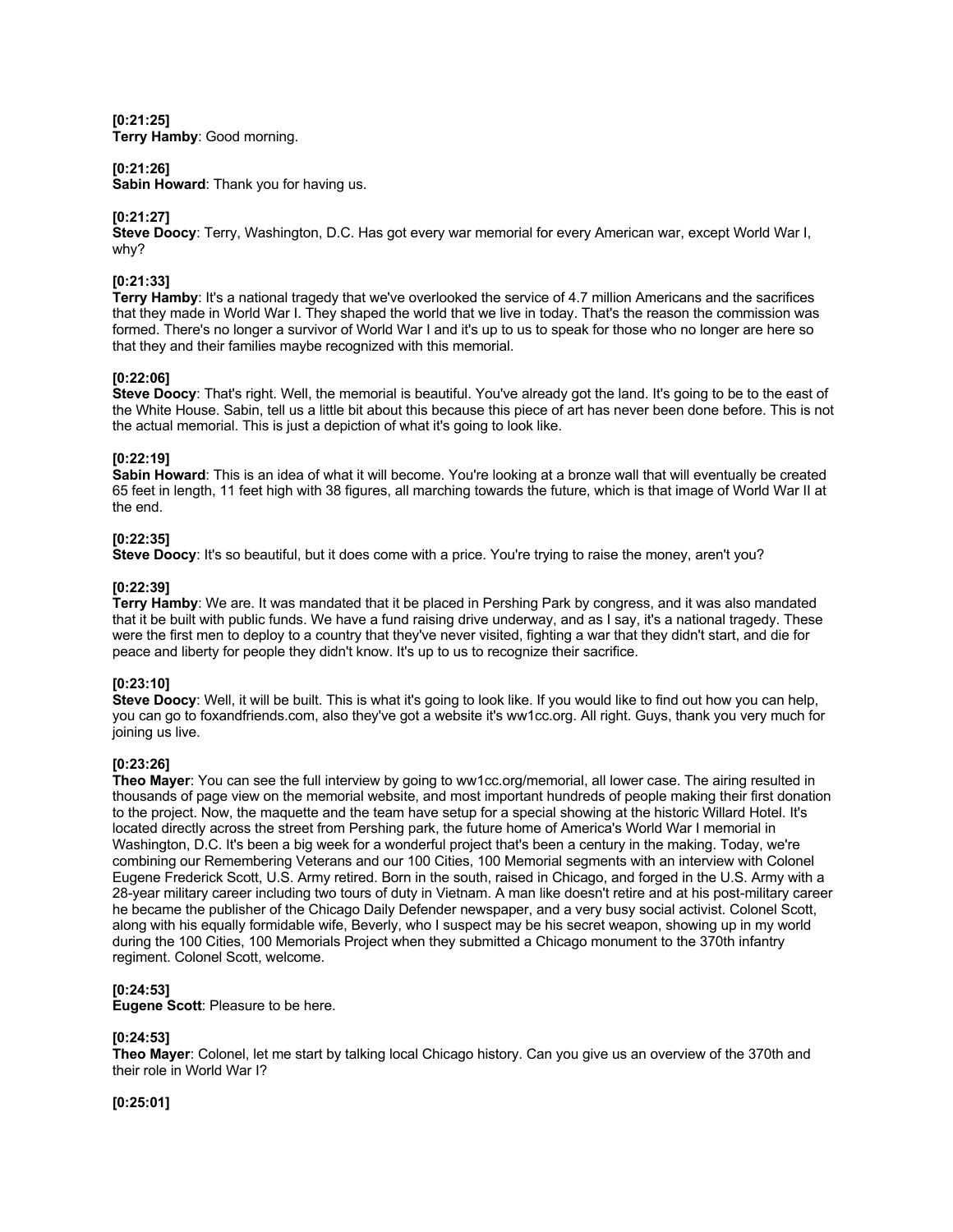**[0:21:25]**
**Terry Hamby**: Good morning.

**[0:21:26]**
**Sabin Howard**: Thank you for having us.

**[0:21:27]**
**Steve Doocy**: Terry, Washington, D.C. Has got every war memorial for every American war, except World War I, why?

**[0:21:33]**
**Terry Hamby**: It's a national tragedy that we've overlooked the service of 4.7 million Americans and the sacrifices that they made in World War I. They shaped the world that we live in today. That's the reason the commission was formed. There's no longer a survivor of World War I and it's up to us to speak for those who no longer are here so that they and their families maybe recognized with this memorial.

**[0:22:06]**
**Steve Doocy**: That's right. Well, the memorial is beautiful. You've already got the land. It's going to be to the east of the White House. Sabin, tell us a little bit about this because this piece of art has never been done before. This is not the actual memorial. This is just a depiction of what it's going to look like.

**[0:22:19]**
**Sabin Howard**: This is an idea of what it will become. You're looking at a bronze wall that will eventually be created 65 feet in length, 11 feet high with 38 figures, all marching towards the future, which is that image of World War II at the end.

**[0:22:35]**
**Steve Doocy**: It's so beautiful, but it does come with a price. You're trying to raise the money, aren't you?

**[0:22:39]**
**Terry Hamby**: We are. It was mandated that it be placed in Pershing Park by congress, and it was also mandated that it be built with public funds. We have a fund raising drive underway, and as I say, it's a national tragedy. These were the first men to deploy to a country that they've never visited, fighting a war that they didn't start, and die for peace and liberty for people they didn't know. It's up to us to recognize their sacrifice.

**[0:23:10]**
**Steve Doocy**: Well, it will be built. This is what it's going to look like. If you would like to find out how you can help, you can go to foxandfriends.com, also they've got a website it's ww1cc.org. All right. Guys, thank you very much for joining us live.

**[0:23:26]**
**Theo Mayer**: You can see the full interview by going to ww1cc.org/memorial, all lower case. The airing resulted in thousands of page view on the memorial website, and most important hundreds of people making their first donation to the project. Now, the maquette and the team have setup for a special showing at the historic Willard Hotel. It's located directly across the street from Pershing park, the future home of America's World War I memorial in Washington, D.C. It's been a big week for a wonderful project that's been a century in the making. Today, we're combining our Remembering Veterans and our 100 Cities, 100 Memorial segments with an interview with Colonel Eugene Frederick Scott, U.S. Army retired. Born in the south, raised in Chicago, and forged in the U.S. Army with a 28-year military career including two tours of duty in Vietnam. A man like doesn't retire and at his post-military career he became the publisher of the Chicago Daily Defender newspaper, and a very busy social activist. Colonel Scott, along with his equally formidable wife, Beverly, who I suspect may be his secret weapon, showing up in my world during the 100 Cities, 100 Memorials Project when they submitted a Chicago monument to the 370th infantry regiment. Colonel Scott, welcome.

**[0:24:53]**
**Eugene Scott**: Pleasure to be here.

**[0:24:53]**
**Theo Mayer**: Colonel, let me start by talking local Chicago history. Can you give us an overview of the 370th and their role in World War I?

**[0:25:01]**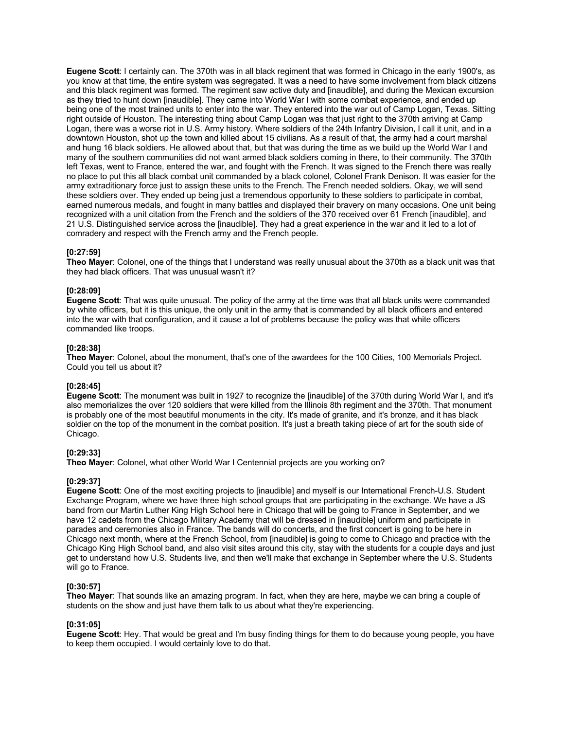**Eugene Scott**: I certainly can. The 370th was in all black regiment that was formed in Chicago in the early 1900's, as you know at that time, the entire system was segregated. It was a need to have some involvement from black citizens and this black regiment was formed. The regiment saw active duty and [inaudible], and during the Mexican excursion as they tried to hunt down [inaudible]. They came into World War I with some combat experience, and ended up being one of the most trained units to enter into the war. They entered into the war out of Camp Logan, Texas. Sitting right outside of Houston. The interesting thing about Camp Logan was that just right to the 370th arriving at Camp Logan, there was a worse riot in U.S. Army history. Where soldiers of the 24th Infantry Division, I call it unit, and in a downtown Houston, shot up the town and killed about 15 civilians. As a result of that, the army had a court marshal and hung 16 black soldiers. He allowed about that, but that was during the time as we build up the World War I and many of the southern communities did not want armed black soldiers coming in there, to their community. The 370th left Texas, went to France, entered the war, and fought with the French. It was signed to the French there was really no place to put this all black combat unit commanded by a black colonel, Colonel Frank Denison. It was easier for the army extraditionary force just to assign these units to the French. The French needed soldiers. Okay, we will send these soldiers over. They ended up being just a tremendous opportunity to these soldiers to participate in combat, earned numerous medals, and fought in many battles and displayed their bravery on many occasions. One unit being recognized with a unit citation from the French and the soldiers of the 370 received over 61 French [inaudible], and 21 U.S. Distinguished service across the [inaudible]. They had a great experience in the war and it led to a lot of comradery and respect with the French army and the French people.

**[0:27:59]**
**Theo Mayer**: Colonel, one of the things that I understand was really unusual about the 370th as a black unit was that they had black officers. That was unusual wasn't it?

**[0:28:09]**
**Eugene Scott**: That was quite unusual. The policy of the army at the time was that all black units were commanded by white officers, but it is this unique, the only unit in the army that is commanded by all black officers and entered into the war with that configuration, and it cause a lot of problems because the policy was that white officers commanded like troops.

**[0:28:38]**
**Theo Mayer**: Colonel, about the monument, that's one of the awardees for the 100 Cities, 100 Memorials Project. Could you tell us about it?

**[0:28:45]**
**Eugene Scott**: The monument was built in 1927 to recognize the [inaudible] of the 370th during World War I, and it's also memorializes the over 120 soldiers that were killed from the Illinois 8th regiment and the 370th. That monument is probably one of the most beautiful monuments in the city. It's made of granite, and it's bronze, and it has black soldier on the top of the monument in the combat position. It's just a breath taking piece of art for the south side of Chicago.

**[0:29:33]**
**Theo Mayer**: Colonel, what other World War I Centennial projects are you working on?

**[0:29:37]**
**Eugene Scott**: One of the most exciting projects to [inaudible] and myself is our International French-U.S. Student Exchange Program, where we have three high school groups that are participating in the exchange. We have a JS band from our Martin Luther King High School here in Chicago that will be going to France in September, and we have 12 cadets from the Chicago Military Academy that will be dressed in [inaudible] uniform and participate in parades and ceremonies also in France. The bands will do concerts, and the first concert is going to be here in Chicago next month, where at the French School, from [inaudible] is going to come to Chicago and practice with the Chicago King High School band, and also visit sites around this city, stay with the students for a couple days and just get to understand how U.S. Students live, and then we'll make that exchange in September where the U.S. Students will go to France.

**[0:30:57]**
**Theo Mayer**: That sounds like an amazing program. In fact, when they are here, maybe we can bring a couple of students on the show and just have them talk to us about what they're experiencing.

**[0:31:05]**
**Eugene Scott**: Hey. That would be great and I'm busy finding things for them to do because young people, you have to keep them occupied. I would certainly love to do that.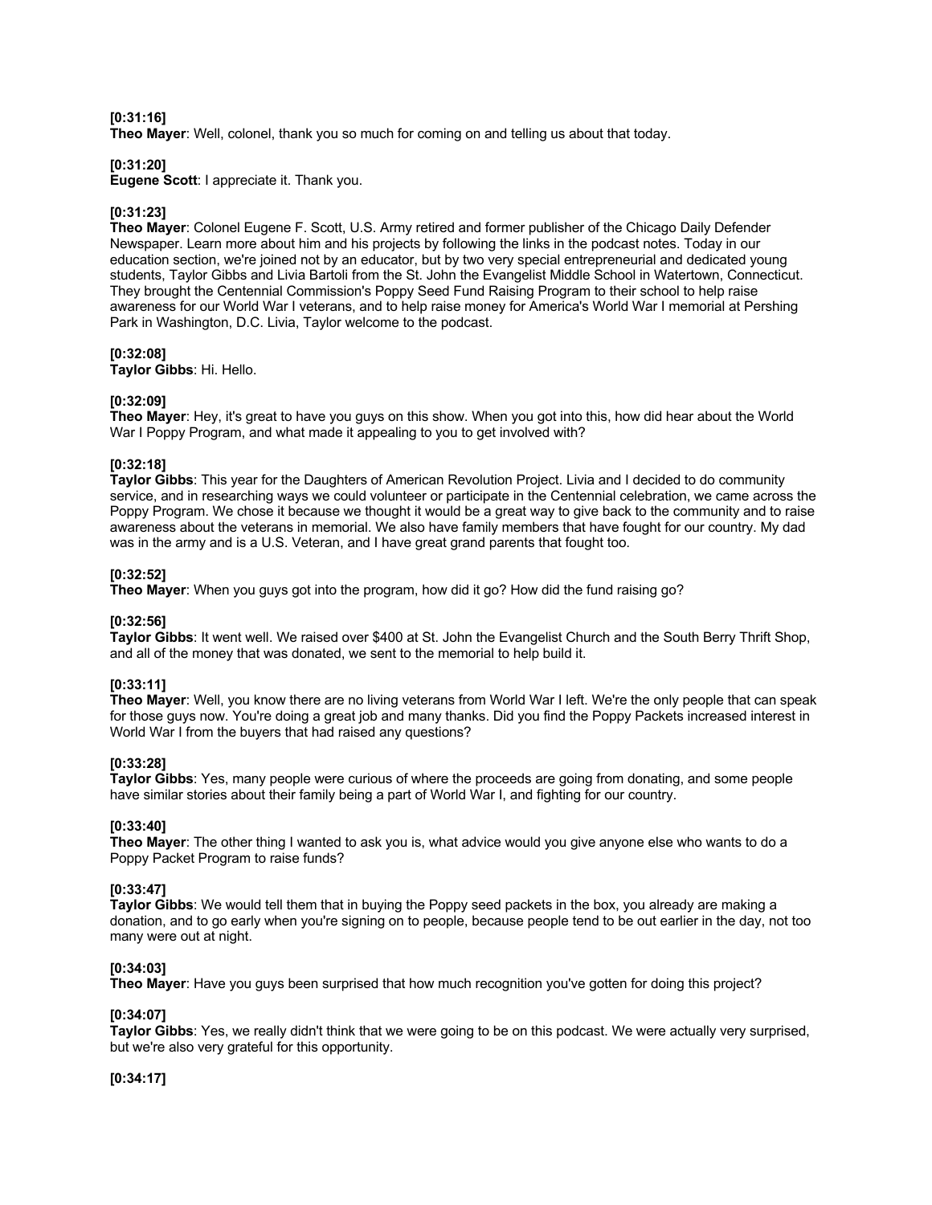**[0:31:16]**
**Theo Mayer**: Well, colonel, thank you so much for coming on and telling us about that today.

**[0:31:20]**
**Eugene Scott**: I appreciate it. Thank you.

**[0:31:23]**
**Theo Mayer**: Colonel Eugene F. Scott, U.S. Army retired and former publisher of the Chicago Daily Defender Newspaper. Learn more about him and his projects by following the links in the podcast notes. Today in our education section, we're joined not by an educator, but by two very special entrepreneurial and dedicated young students, Taylor Gibbs and Livia Bartoli from the St. John the Evangelist Middle School in Watertown, Connecticut. They brought the Centennial Commission's Poppy Seed Fund Raising Program to their school to help raise awareness for our World War I veterans, and to help raise money for America's World War I memorial at Pershing Park in Washington, D.C. Livia, Taylor welcome to the podcast.

**[0:32:08]**
**Taylor Gibbs**: Hi. Hello.

**[0:32:09]**
**Theo Mayer**: Hey, it's great to have you guys on this show. When you got into this, how did hear about the World War I Poppy Program, and what made it appealing to you to get involved with?

**[0:32:18]**
**Taylor Gibbs**: This year for the Daughters of American Revolution Project. Livia and I decided to do community service, and in researching ways we could volunteer or participate in the Centennial celebration, we came across the Poppy Program. We chose it because we thought it would be a great way to give back to the community and to raise awareness about the veterans in memorial. We also have family members that have fought for our country. My dad was in the army and is a U.S. Veteran, and I have great grand parents that fought too.

**[0:32:52]**
**Theo Mayer**: When you guys got into the program, how did it go? How did the fund raising go?

**[0:32:56]**
**Taylor Gibbs**: It went well. We raised over $400 at St. John the Evangelist Church and the South Berry Thrift Shop, and all of the money that was donated, we sent to the memorial to help build it.

**[0:33:11]**
**Theo Mayer**: Well, you know there are no living veterans from World War I left. We're the only people that can speak for those guys now. You're doing a great job and many thanks. Did you find the Poppy Packets increased interest in World War I from the buyers that had raised any questions?

**[0:33:28]**
**Taylor Gibbs**: Yes, many people were curious of where the proceeds are going from donating, and some people have similar stories about their family being a part of World War I, and fighting for our country.

**[0:33:40]**
**Theo Mayer**: The other thing I wanted to ask you is, what advice would you give anyone else who wants to do a Poppy Packet Program to raise funds?

**[0:33:47]**
**Taylor Gibbs**: We would tell them that in buying the Poppy seed packets in the box, you already are making a donation, and to go early when you're signing on to people, because people tend to be out earlier in the day, not too many were out at night.

**[0:34:03]**
**Theo Mayer**: Have you guys been surprised that how much recognition you've gotten for doing this project?

**[0:34:07]**
**Taylor Gibbs**: Yes, we really didn't think that we were going to be on this podcast. We were actually very surprised, but we're also very grateful for this opportunity.

**[0:34:17]**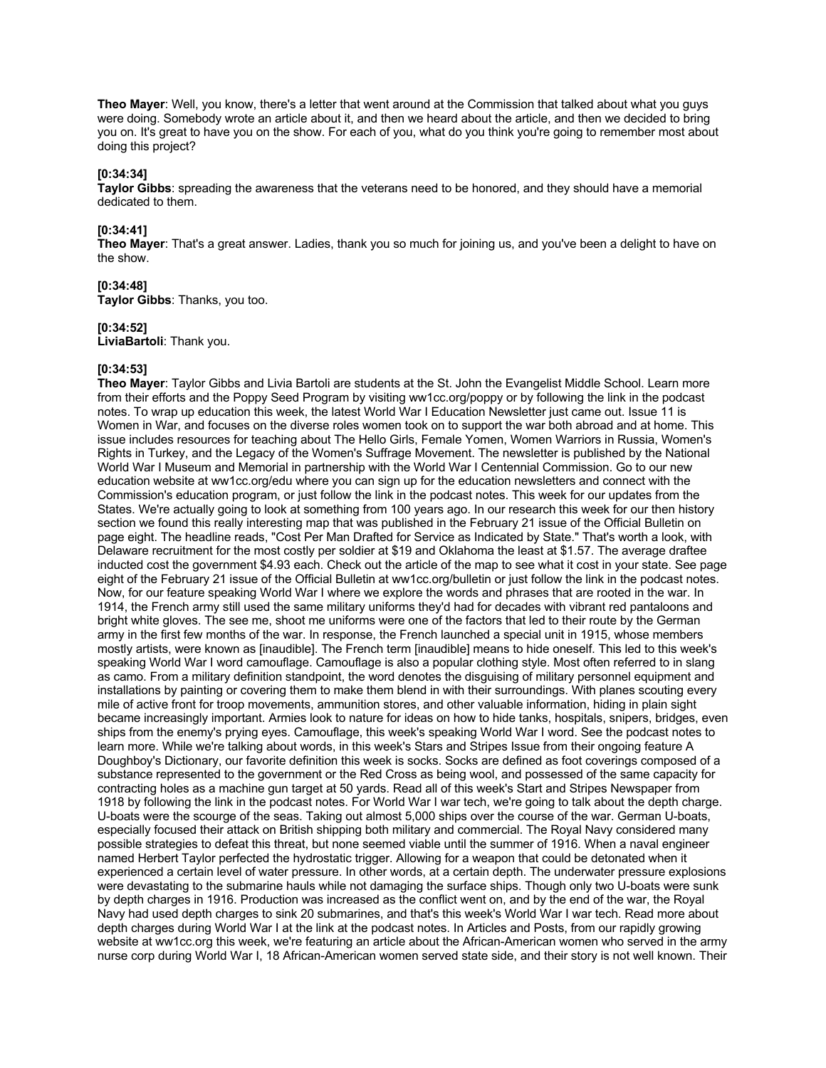**Theo Mayer**: Well, you know, there's a letter that went around at the Commission that talked about what you guys were doing. Somebody wrote an article about it, and then we heard about the article, and then we decided to bring you on. It's great to have you on the show. For each of you, what do you think you're going to remember most about doing this project?

**[0:34:34]**
**Taylor Gibbs**: spreading the awareness that the veterans need to be honored, and they should have a memorial dedicated to them.

**[0:34:41]**
**Theo Mayer**: That's a great answer. Ladies, thank you so much for joining us, and you've been a delight to have on the show.

**[0:34:48]**
**Taylor Gibbs**: Thanks, you too.

**[0:34:52]**
**LiviaBartoli**: Thank you.

**[0:34:53]**
**Theo Mayer**: Taylor Gibbs and Livia Bartoli are students at the St. John the Evangelist Middle School. Learn more from their efforts and the Poppy Seed Program by visiting ww1cc.org/poppy or by following the link in the podcast notes. To wrap up education this week, the latest World War I Education Newsletter just came out. Issue 11 is Women in War, and focuses on the diverse roles women took on to support the war both abroad and at home. This issue includes resources for teaching about The Hello Girls, Female Yomen, Women Warriors in Russia, Women's Rights in Turkey, and the Legacy of the Women's Suffrage Movement. The newsletter is published by the National World War I Museum and Memorial in partnership with the World War I Centennial Commission. Go to our new education website at ww1cc.org/edu where you can sign up for the education newsletters and connect with the Commission's education program, or just follow the link in the podcast notes. This week for our updates from the States. We're actually going to look at something from 100 years ago. In our research this week for our then history section we found this really interesting map that was published in the February 21 issue of the Official Bulletin on page eight. The headline reads, "Cost Per Man Drafted for Service as Indicated by State." That's worth a look, with Delaware recruitment for the most costly per soldier at $19 and Oklahoma the least at $1.57. The average draftee inducted cost the government $4.93 each. Check out the article of the map to see what it cost in your state. See page eight of the February 21 issue of the Official Bulletin at ww1cc.org/bulletin or just follow the link in the podcast notes. Now, for our feature speaking World War I where we explore the words and phrases that are rooted in the war. In 1914, the French army still used the same military uniforms they'd had for decades with vibrant red pantaloons and bright white gloves. The see me, shoot me uniforms were one of the factors that led to their route by the German army in the first few months of the war. In response, the French launched a special unit in 1915, whose members mostly artists, were known as [inaudible]. The French term [inaudible] means to hide oneself. This led to this week's speaking World War I word camouflage. Camouflage is also a popular clothing style. Most often referred to in slang as camo. From a military definition standpoint, the word denotes the disguising of military personnel equipment and installations by painting or covering them to make them blend in with their surroundings. With planes scouting every mile of active front for troop movements, ammunition stores, and other valuable information, hiding in plain sight became increasingly important. Armies look to nature for ideas on how to hide tanks, hospitals, snipers, bridges, even ships from the enemy's prying eyes. Camouflage, this week's speaking World War I word. See the podcast notes to learn more. While we're talking about words, in this week's Stars and Stripes Issue from their ongoing feature A Doughboy's Dictionary, our favorite definition this week is socks. Socks are defined as foot coverings composed of a substance represented to the government or the Red Cross as being wool, and possessed of the same capacity for contracting holes as a machine gun target at 50 yards. Read all of this week's Start and Stripes Newspaper from 1918 by following the link in the podcast notes. For World War I war tech, we're going to talk about the depth charge. U-boats were the scourge of the seas. Taking out almost 5,000 ships over the course of the war. German U-boats, especially focused their attack on British shipping both military and commercial. The Royal Navy considered many possible strategies to defeat this threat, but none seemed viable until the summer of 1916. When a naval engineer named Herbert Taylor perfected the hydrostatic trigger. Allowing for a weapon that could be detonated when it experienced a certain level of water pressure. In other words, at a certain depth. The underwater pressure explosions were devastating to the submarine hauls while not damaging the surface ships. Though only two U-boats were sunk by depth charges in 1916. Production was increased as the conflict went on, and by the end of the war, the Royal Navy had used depth charges to sink 20 submarines, and that's this week's World War I war tech. Read more about depth charges during World War I at the link at the podcast notes. In Articles and Posts, from our rapidly growing website at ww1cc.org this week, we're featuring an article about the African-American women who served in the army nurse corp during World War I, 18 African-American women served state side, and their story is not well known. Their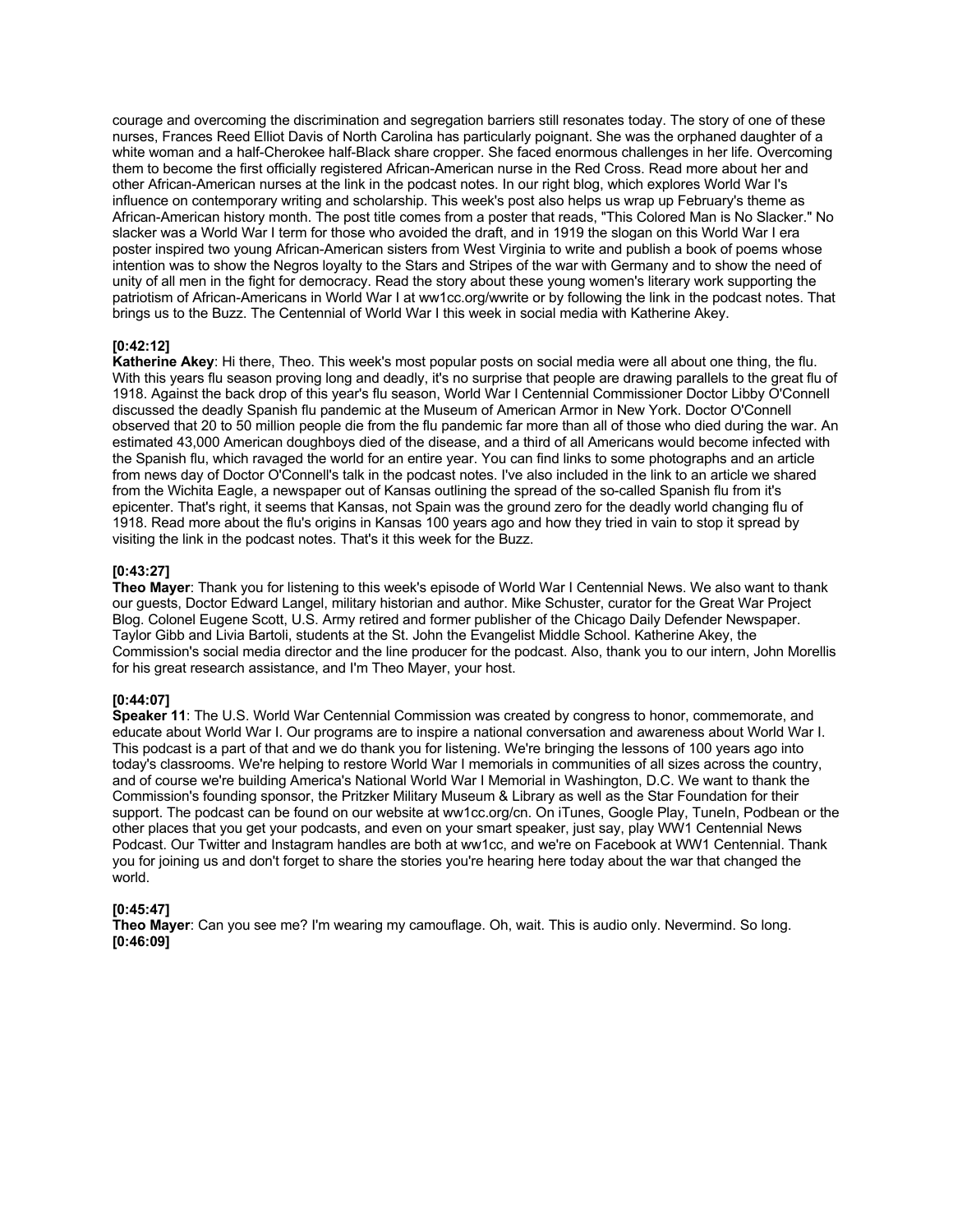courage and overcoming the discrimination and segregation barriers still resonates today. The story of one of these nurses, Frances Reed Elliot Davis of North Carolina has particularly poignant. She was the orphaned daughter of a white woman and a half-Cherokee half-Black share cropper. She faced enormous challenges in her life. Overcoming them to become the first officially registered African-American nurse in the Red Cross. Read more about her and other African-American nurses at the link in the podcast notes. In our right blog, which explores World War I's influence on contemporary writing and scholarship. This week's post also helps us wrap up February's theme as African-American history month. The post title comes from a poster that reads, "This Colored Man is No Slacker." No slacker was a World War I term for those who avoided the draft, and in 1919 the slogan on this World War I era poster inspired two young African-American sisters from West Virginia to write and publish a book of poems whose intention was to show the Negros loyalty to the Stars and Stripes of the war with Germany and to show the need of unity of all men in the fight for democracy. Read the story about these young women's literary work supporting the patriotism of African-Americans in World War I at ww1cc.org/wwrite or by following the link in the podcast notes. That brings us to the Buzz. The Centennial of World War I this week in social media with Katherine Akey.

**[0:42:12]**
**Katherine Akey**: Hi there, Theo. This week's most popular posts on social media were all about one thing, the flu. With this years flu season proving long and deadly, it's no surprise that people are drawing parallels to the great flu of 1918. Against the back drop of this year's flu season, World War I Centennial Commissioner Doctor Libby O'Connell discussed the deadly Spanish flu pandemic at the Museum of American Armor in New York. Doctor O'Connell observed that 20 to 50 million people die from the flu pandemic far more than all of those who died during the war. An estimated 43,000 American doughboys died of the disease, and a third of all Americans would become infected with the Spanish flu, which ravaged the world for an entire year. You can find links to some photographs and an article from news day of Doctor O'Connell's talk in the podcast notes. I've also included in the link to an article we shared from the Wichita Eagle, a newspaper out of Kansas outlining the spread of the so-called Spanish flu from it's epicenter. That's right, it seems that Kansas, not Spain was the ground zero for the deadly world changing flu of 1918. Read more about the flu's origins in Kansas 100 years ago and how they tried in vain to stop it spread by visiting the link in the podcast notes. That's it this week for the Buzz.

**[0:43:27]**
**Theo Mayer**: Thank you for listening to this week's episode of World War I Centennial News. We also want to thank our guests, Doctor Edward Langel, military historian and author. Mike Schuster, curator for the Great War Project Blog. Colonel Eugene Scott, U.S. Army retired and former publisher of the Chicago Daily Defender Newspaper. Taylor Gibb and Livia Bartoli, students at the St. John the Evangelist Middle School. Katherine Akey, the Commission's social media director and the line producer for the podcast. Also, thank you to our intern, John Morellis for his great research assistance, and I'm Theo Mayer, your host.

**[0:44:07]**
**Speaker 11**: The U.S. World War Centennial Commission was created by congress to honor, commemorate, and educate about World War I. Our programs are to inspire a national conversation and awareness about World War I. This podcast is a part of that and we do thank you for listening. We're bringing the lessons of 100 years ago into today's classrooms. We're helping to restore World War I memorials in communities of all sizes across the country, and of course we're building America's National World War I Memorial in Washington, D.C. We want to thank the Commission's founding sponsor, the Pritzker Military Museum & Library as well as the Star Foundation for their support. The podcast can be found on our website at ww1cc.org/cn. On iTunes, Google Play, TuneIn, Podbean or the other places that you get your podcasts, and even on your smart speaker, just say, play WW1 Centennial News Podcast. Our Twitter and Instagram handles are both at ww1cc, and we're on Facebook at WW1 Centennial. Thank you for joining us and don't forget to share the stories you're hearing here today about the war that changed the world.

**[0:45:47]**
**Theo Mayer**: Can you see me? I'm wearing my camouflage. Oh, wait. This is audio only. Nevermind. So long.
**[0:46:09]**